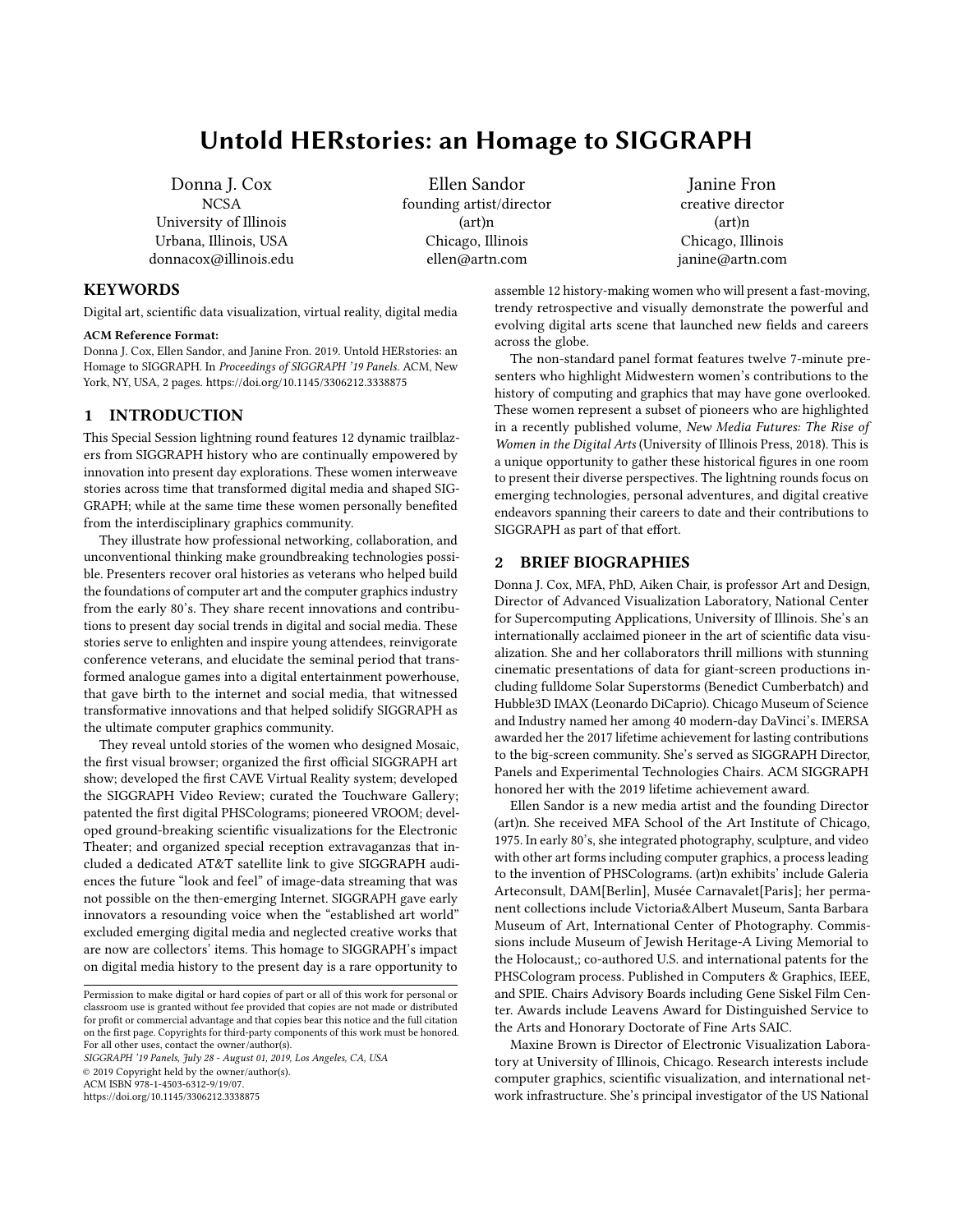# Untold HERstories: an Homage to SIGGRAPH

Donna J. Cox
NCSA
University of Illinois
Urbana, Illinois, USA
donnacox@illinois.edu

Ellen Sandor
founding artist/director
(art)n
Chicago, Illinois
ellen@artn.com

Janine Fron
creative director
(art)n
Chicago, Illinois
janine@artn.com

## KEYWORDS

Digital art, scientific data visualization, virtual reality, digital media

**ACM Reference Format:**
Donna J. Cox, Ellen Sandor, and Janine Fron. 2019. Untold HERstories: an Homage to SIGGRAPH. In *Proceedings of SIGGRAPH '19 Panels*. ACM, New York, NY, USA, 2 pages. https://doi.org/10.1145/3306212.3338875

## 1 INTRODUCTION

This Special Session lightning round features 12 dynamic trailblazers from SIGGRAPH history who are continually empowered by innovation into present day explorations. These women interweave stories across time that transformed digital media and shaped SIGGRAPH; while at the same time these women personally benefited from the interdisciplinary graphics community.

They illustrate how professional networking, collaboration, and unconventional thinking make groundbreaking technologies possible. Presenters recover oral histories as veterans who helped build the foundations of computer art and the computer graphics industry from the early 80's. They share recent innovations and contributions to present day social trends in digital and social media. These stories serve to enlighten and inspire young attendees, reinvigorate conference veterans, and elucidate the seminal period that transformed analogue games into a digital entertainment powerhouse, that gave birth to the internet and social media, that witnessed transformative innovations and that helped solidify SIGGRAPH as the ultimate computer graphics community.

They reveal untold stories of the women who designed Mosaic, the first visual browser; organized the first official SIGGRAPH art show; developed the first CAVE Virtual Reality system; developed the SIGGRAPH Video Review; curated the Touchware Gallery; patented the first digital PHSColograms; pioneered VROOM; developed ground-breaking scientific visualizations for the Electronic Theater; and organized special reception extravaganzas that included a dedicated AT&T satellite link to give SIGGRAPH audiences the future "look and feel" of image-data streaming that was not possible on the then-emerging Internet. SIGGRAPH gave early innovators a resounding voice when the "established art world" excluded emerging digital media and neglected creative works that are now are collectors' items. This homage to SIGGRAPH's impact on digital media history to the present day is a rare opportunity to assemble 12 history-making women who will present a fast-moving, trendy retrospective and visually demonstrate the powerful and evolving digital arts scene that launched new fields and careers across the globe.

The non-standard panel format features twelve 7-minute presenters who highlight Midwestern women's contributions to the history of computing and graphics that may have gone overlooked. These women represent a subset of pioneers who are highlighted in a recently published volume, *New Media Futures: The Rise of Women in the Digital Arts* (University of Illinois Press, 2018). This is a unique opportunity to gather these historical figures in one room to present their diverse perspectives. The lightning rounds focus on emerging technologies, personal adventures, and digital creative endeavors spanning their careers to date and their contributions to SIGGRAPH as part of that effort.

## 2 BRIEF BIOGRAPHIES

Donna J. Cox, MFA, PhD, Aiken Chair, is professor Art and Design, Director of Advanced Visualization Laboratory, National Center for Supercomputing Applications, University of Illinois. She's an internationally acclaimed pioneer in the art of scientific data visualization. She and her collaborators thrill millions with stunning cinematic presentations of data for giant-screen productions including fulldome Solar Superstorms (Benedict Cumberbatch) and Hubble3D IMAX (Leonardo DiCaprio). Chicago Museum of Science and Industry named her among 40 modern-day DaVinci's. IMERSA awarded her the 2017 lifetime achievement for lasting contributions to the big-screen community. She's served as SIGGRAPH Director, Panels and Experimental Technologies Chairs. ACM SIGGRAPH honored her with the 2019 lifetime achievement award.

Ellen Sandor is a new media artist and the founding Director (art)n. She received MFA School of the Art Institute of Chicago, 1975. In early 80's, she integrated photography, sculpture, and video with other art forms including computer graphics, a process leading to the invention of PHSColograms. (art)n exhibits' include Galeria Arteconsult, DAM[Berlin], Musée Carnavalet[Paris]; her permanent collections include Victoria&Albert Museum, Santa Barbara Museum of Art, International Center of Photography. Commissions include Museum of Jewish Heritage-A Living Memorial to the Holocaust,; co-authored U.S. and international patents for the PHSCologram process. Published in Computers & Graphics, IEEE, and SPIE. Chairs Advisory Boards including Gene Siskel Film Center. Awards include Leavens Award for Distinguished Service to the Arts and Honorary Doctorate of Fine Arts SAIC.

Maxine Brown is Director of Electronic Visualization Laboratory at University of Illinois, Chicago. Research interests include computer graphics, scientific visualization, and international network infrastructure. She's principal investigator of the US National

Permission to make digital or hard copies of part or all of this work for personal or classroom use is granted without fee provided that copies are not made or distributed for profit or commercial advantage and that copies bear this notice and the full citation on the first page. Copyrights for third-party components of this work must be honored. For all other uses, contact the owner/author(s).
*SIGGRAPH '19 Panels, July 28 - August 01, 2019, Los Angeles, CA, USA*
© 2019 Copyright held by the owner/author(s).
ACM ISBN 978-1-4503-6312-9/19/07.
https://doi.org/10.1145/3306212.3338875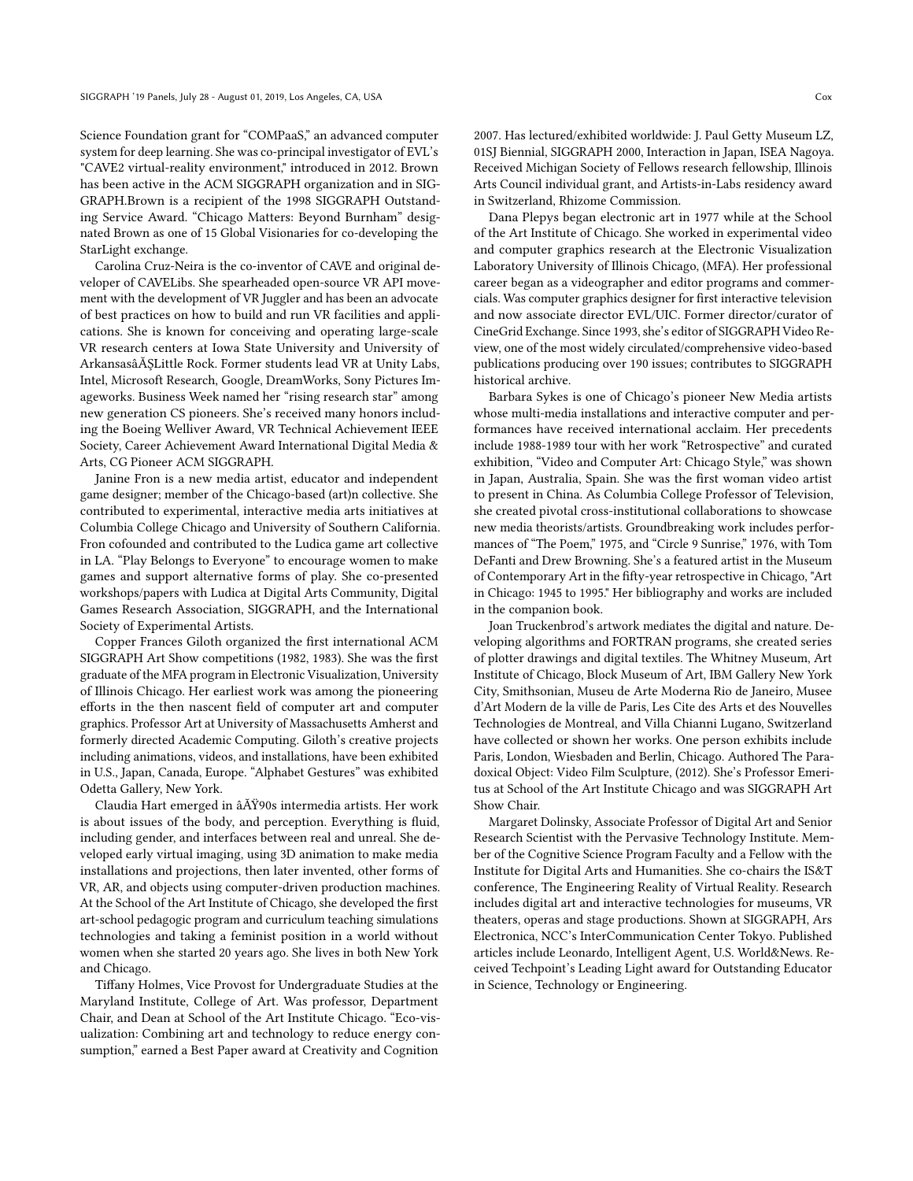Science Foundation grant for "COMPaaS," an advanced computer system for deep learning. She was co-principal investigator of EVL's "CAVE2 virtual-reality environment," introduced in 2012. Brown has been active in the ACM SIGGRAPH organization and in SIGGRAPH.Brown is a recipient of the 1998 SIGGRAPH Outstanding Service Award. "Chicago Matters: Beyond Burnham" designated Brown as one of 15 Global Visionaries for co-developing the StarLight exchange.

Carolina Cruz-Neira is the co-inventor of CAVE and original developer of CAVELibs. She spearheaded open-source VR API movement with the development of VR Juggler and has been an advocate of best practices on how to build and run VR facilities and applications. She is known for conceiving and operating large-scale VR research centers at Iowa State University and University of ArkansasâĂŞLittle Rock. Former students lead VR at Unity Labs, Intel, Microsoft Research, Google, DreamWorks, Sony Pictures Imageworks. Business Week named her "rising research star" among new generation CS pioneers. She's received many honors including the Boeing Welliver Award, VR Technical Achievement IEEE Society, Career Achievement Award International Digital Media & Arts, CG Pioneer ACM SIGGRAPH.

Janine Fron is a new media artist, educator and independent game designer; member of the Chicago-based (art)n collective. She contributed to experimental, interactive media arts initiatives at Columbia College Chicago and University of Southern California. Fron cofounded and contributed to the Ludica game art collective in LA. "Play Belongs to Everyone" to encourage women to make games and support alternative forms of play. She co-presented workshops/papers with Ludica at Digital Arts Community, Digital Games Research Association, SIGGRAPH, and the International Society of Experimental Artists.

Copper Frances Giloth organized the first international ACM SIGGRAPH Art Show competitions (1982, 1983). She was the first graduate of the MFA program in Electronic Visualization, University of Illinois Chicago. Her earliest work was among the pioneering efforts in the then nascent field of computer art and computer graphics. Professor Art at University of Massachusetts Amherst and formerly directed Academic Computing. Giloth's creative projects including animations, videos, and installations, have been exhibited in U.S., Japan, Canada, Europe. "Alphabet Gestures" was exhibited Odetta Gallery, New York.

Claudia Hart emerged in âĂŸ90s intermedia artists. Her work is about issues of the body, and perception. Everything is fluid, including gender, and interfaces between real and unreal. She developed early virtual imaging, using 3D animation to make media installations and projections, then later invented, other forms of VR, AR, and objects using computer-driven production machines. At the School of the Art Institute of Chicago, she developed the first art-school pedagogic program and curriculum teaching simulations technologies and taking a feminist position in a world without women when she started 20 years ago. She lives in both New York and Chicago.

Tiffany Holmes, Vice Provost for Undergraduate Studies at the Maryland Institute, College of Art. Was professor, Department Chair, and Dean at School of the Art Institute Chicago. "Eco-visualization: Combining art and technology to reduce energy consumption," earned a Best Paper award at Creativity and Cognition 2007. Has lectured/exhibited worldwide: J. Paul Getty Museum LZ, 01SJ Biennial, SIGGRAPH 2000, Interaction in Japan, ISEA Nagoya. Received Michigan Society of Fellows research fellowship, Illinois Arts Council individual grant, and Artists-in-Labs residency award in Switzerland, Rhizome Commission.

Dana Plepys began electronic art in 1977 while at the School of the Art Institute of Chicago. She worked in experimental video and computer graphics research at the Electronic Visualization Laboratory University of Illinois Chicago, (MFA). Her professional career began as a videographer and editor programs and commercials. Was computer graphics designer for first interactive television and now associate director EVL/UIC. Former director/curator of CineGrid Exchange. Since 1993, she's editor of SIGGRAPH Video Review, one of the most widely circulated/comprehensive video-based publications producing over 190 issues; contributes to SIGGRAPH historical archive.

Barbara Sykes is one of Chicago's pioneer New Media artists whose multi-media installations and interactive computer and performances have received international acclaim. Her precedents include 1988-1989 tour with her work "Retrospective" and curated exhibition, "Video and Computer Art: Chicago Style," was shown in Japan, Australia, Spain. She was the first woman video artist to present in China. As Columbia College Professor of Television, she created pivotal cross-institutional collaborations to showcase new media theorists/artists. Groundbreaking work includes performances of "The Poem," 1975, and "Circle 9 Sunrise," 1976, with Tom DeFanti and Drew Browning. She's a featured artist in the Museum of Contemporary Art in the fifty-year retrospective in Chicago, "Art in Chicago: 1945 to 1995." Her bibliography and works are included in the companion book.

Joan Truckenbrod's artwork mediates the digital and nature. Developing algorithms and FORTRAN programs, she created series of plotter drawings and digital textiles. The Whitney Museum, Art Institute of Chicago, Block Museum of Art, IBM Gallery New York City, Smithsonian, Museu de Arte Moderna Rio de Janeiro, Musee d'Art Modern de la ville de Paris, Les Cite des Arts et des Nouvelles Technologies de Montreal, and Villa Chianni Lugano, Switzerland have collected or shown her works. One person exhibits include Paris, London, Wiesbaden and Berlin, Chicago. Authored The Paradoxical Object: Video Film Sculpture, (2012). She's Professor Emeritus at School of the Art Institute Chicago and was SIGGRAPH Art Show Chair.

Margaret Dolinsky, Associate Professor of Digital Art and Senior Research Scientist with the Pervasive Technology Institute. Member of the Cognitive Science Program Faculty and a Fellow with the Institute for Digital Arts and Humanities. She co-chairs the IS&T conference, The Engineering Reality of Virtual Reality. Research includes digital art and interactive technologies for museums, VR theaters, operas and stage productions. Shown at SIGGRAPH, Ars Electronica, NCC's InterCommunication Center Tokyo. Published articles include Leonardo, Intelligent Agent, U.S. World&News. Received Techpoint's Leading Light award for Outstanding Educator in Science, Technology or Engineering.